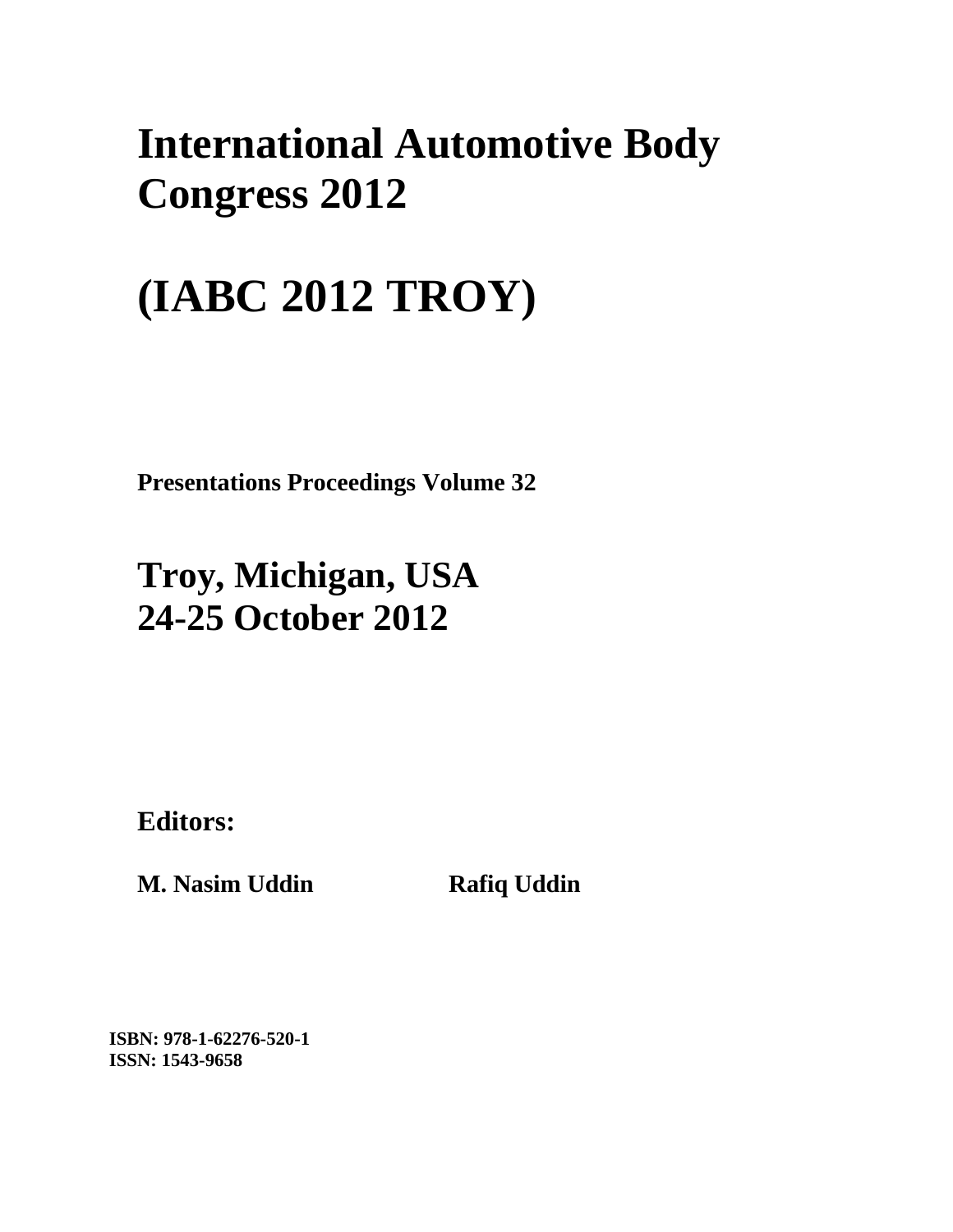# International Automotive Body Congress 2012

# (IABC 2012 TROY)

**Presentations Proceedings Volume 32**

## Troy, Michigan, USA
## 24-25 October 2012

**Editors:**

**M. Nasim Uddin** **Rafiq Uddin**

**ISBN: 978-1-62276-520-1**
**ISSN: 1543-9658**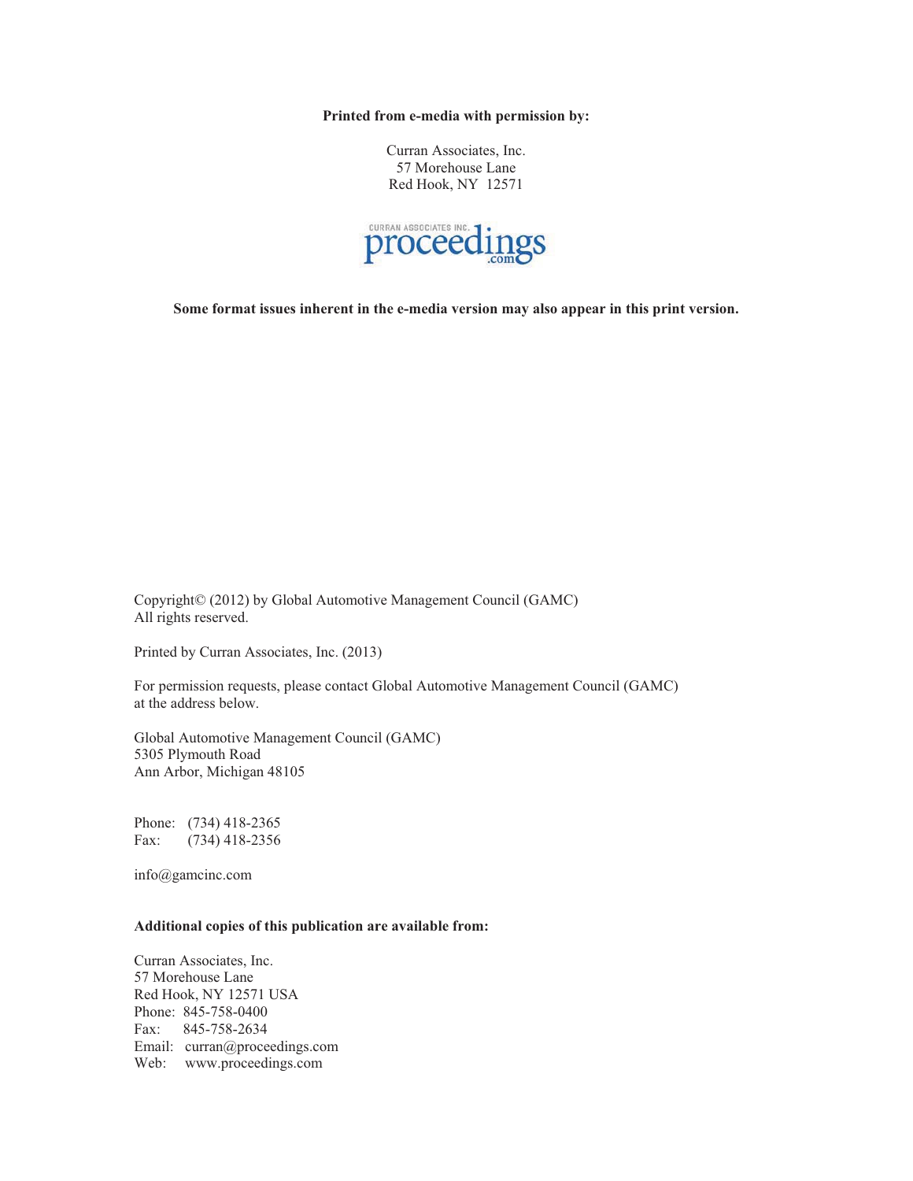**Printed from e-media with permission by:**

Curran Associates, Inc.
57 Morehouse Lane
Red Hook, NY 12571

CURRAN ASSOCIATES INC. proceedings .com

**Some format issues inherent in the e-media version may also appear in this print version.**

Copyright© (2012) by Global Automotive Management Council (GAMC)
All rights reserved.

Printed by Curran Associates, Inc. (2013)

For permission requests, please contact Global Automotive Management Council (GAMC) at the address below.

Global Automotive Management Council (GAMC)
5305 Plymouth Road
Ann Arbor, Michigan 48105

Phone: (734) 418-2365
Fax: (734) 418-2356

info@gamcinc.com

**Additional copies of this publication are available from:**

Curran Associates, Inc.
57 Morehouse Lane
Red Hook, NY 12571 USA
Phone: 845-758-0400
Fax: 845-758-2634
Email: curran@proceedings.com
Web: www.proceedings.com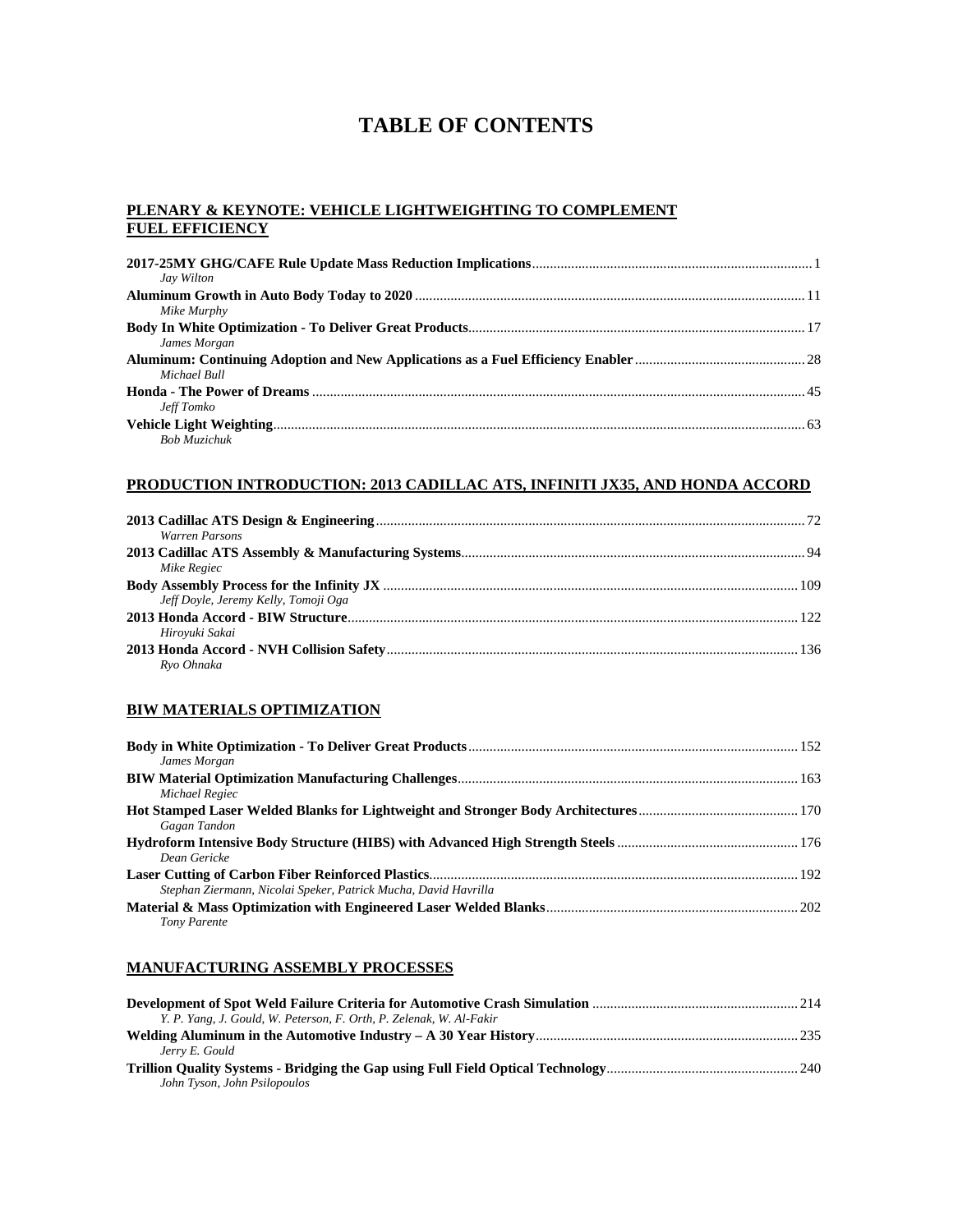# TABLE OF CONTENTS

## PLENARY & KEYNOTE: VEHICLE LIGHTWEIGHTING TO COMPLEMENT FUEL EFFICIENCY

**2017-25MY GHG/CAFE Rule Update Mass Reduction Implications** ... 1
*Jay Wilton*

**Aluminum Growth in Auto Body Today to 2020** ... 11
*Mike Murphy*

**Body In White Optimization - To Deliver Great Products** ... 17
*James Morgan*

**Aluminum: Continuing Adoption and New Applications as a Fuel Efficiency Enabler** ... 28
*Michael Bull*

**Honda - The Power of Dreams** ... 45
*Jeff Tomko*

**Vehicle Light Weighting** ... 63
*Bob Muzichuk*

## PRODUCTION INTRODUCTION: 2013 CADILLAC ATS, INFINITI JX35, AND HONDA ACCORD

**2013 Cadillac ATS Design & Engineering** ... 72
*Warren Parsons*

**2013 Cadillac ATS Assembly & Manufacturing Systems** ... 94
*Mike Regiec*

**Body Assembly Process for the Infinity JX** ... 109
*Jeff Doyle, Jeremy Kelly, Tomoji Oga*

**2013 Honda Accord - BIW Structure** ... 122
*Hiroyuki Sakai*

**2013 Honda Accord - NVH Collision Safety** ... 136
*Ryo Ohnaka*

## BIW MATERIALS OPTIMIZATION

**Body in White Optimization - To Deliver Great Products** ... 152
*James Morgan*

**BIW Material Optimization Manufacturing Challenges** ... 163
*Michael Regiec*

**Hot Stamped Laser Welded Blanks for Lightweight and Stronger Body Architectures** ... 170
*Gagan Tandon*

**Hydroform Intensive Body Structure (HIBS) with Advanced High Strength Steels** ... 176
*Dean Gericke*

**Laser Cutting of Carbon Fiber Reinforced Plastics** ... 192
*Stephan Ziermann, Nicolai Speker, Patrick Mucha, David Havrilla*

**Material & Mass Optimization with Engineered Laser Welded Blanks** ... 202
*Tony Parente*

## MANUFACTURING ASSEMBLY PROCESSES

**Development of Spot Weld Failure Criteria for Automotive Crash Simulation** ... 214
*Y. P. Yang, J. Gould, W. Peterson, F. Orth, P. Zelenak, W. Al-Fakir*

**Welding Aluminum in the Automotive Industry – A 30 Year History** ... 235
*Jerry E. Gould*

**Trillion Quality Systems - Bridging the Gap using Full Field Optical Technology** ... 240
*John Tyson, John Psilopoulos*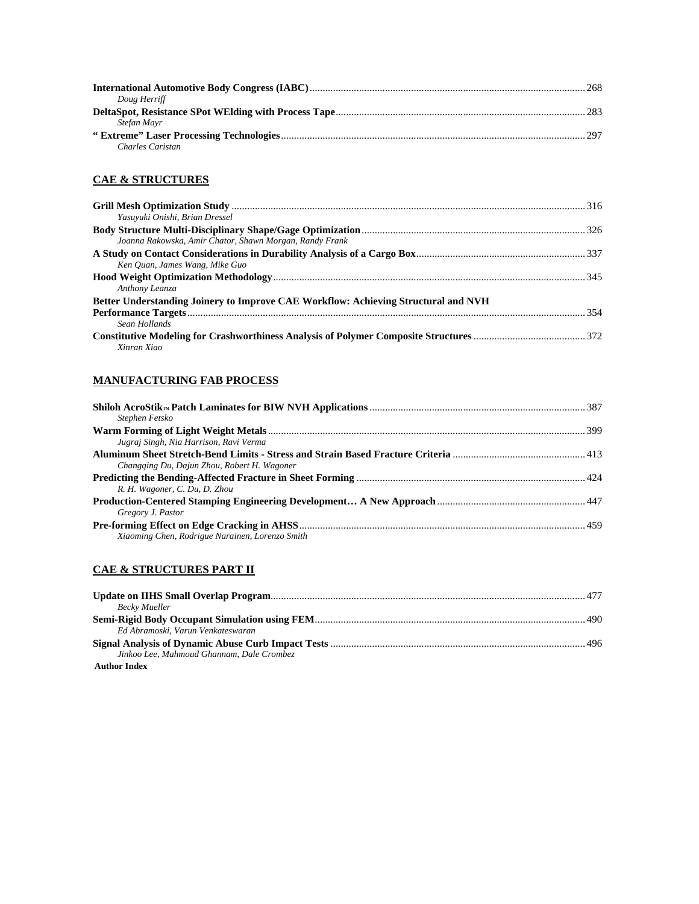**International Automotive Body Congress (IABC)** ........ 268

*Doug Herriff*

**DeltaSpot, Resistance SPot WElding with Process Tape** ........ 283

*Stefan Mayr*

**" Extreme" Laser Processing Technologies** ........ 297

*Charles Caristan*

## CAE & STRUCTURES

**Grill Mesh Optimization Study** ........ 316

*Yasuyuki Onishi, Brian Dressel*

**Body Structure Multi-Disciplinary Shape/Gage Optimization** ........ 326

*Joanna Rakowska, Amir Chator, Shawn Morgan, Randy Frank*

**A Study on Contact Considerations in Durability Analysis of a Cargo Box** ........ 337

*Ken Quan, James Wang, Mike Guo*

**Hood Weight Optimization Methodology** ........ 345

*Anthony Leanza*

**Better Understanding Joinery to Improve CAE Workflow: Achieving Structural and NVH Performance Targets** ........ 354

*Sean Hollands*

**Constitutive Modeling for Crashworthiness Analysis of Polymer Composite Structures** ........ 372

*Xinran Xiao*

## MANUFACTURING FAB PROCESS

**Shiloh AcroStik™ Patch Laminates for BIW NVH Applications** ........ 387

*Stephen Fetsko*

**Warm Forming of Light Weight Metals** ........ 399

*Jugraj Singh, Nia Harrison, Ravi Verma*

**Aluminum Sheet Stretch-Bend Limits - Stress and Strain Based Fracture Criteria** ........ 413

*Changqing Du, Dajun Zhou, Robert H. Wagoner*

**Predicting the Bending-Affected Fracture in Sheet Forming** ........ 424

*R. H. Wagoner, C. Du, D. Zhou*

**Production-Centered Stamping Engineering Development… A New Approach** ........ 447

*Gregory J. Pastor*

**Pre-forming Effect on Edge Cracking in AHSS** ........ 459

*Xiaoming Chen, Rodrigue Narainen, Lorenzo Smith*

## CAE & STRUCTURES PART II

**Update on IIHS Small Overlap Program** ........ 477

*Becky Mueller*

**Semi-Rigid Body Occupant Simulation using FEM** ........ 490

*Ed Abramoski, Varun Venkateswaran*

**Signal Analysis of Dynamic Abuse Curb Impact Tests** ........ 496

*Jinkoo Lee, Mahmoud Ghannam, Dale Crombez*

**Author Index**